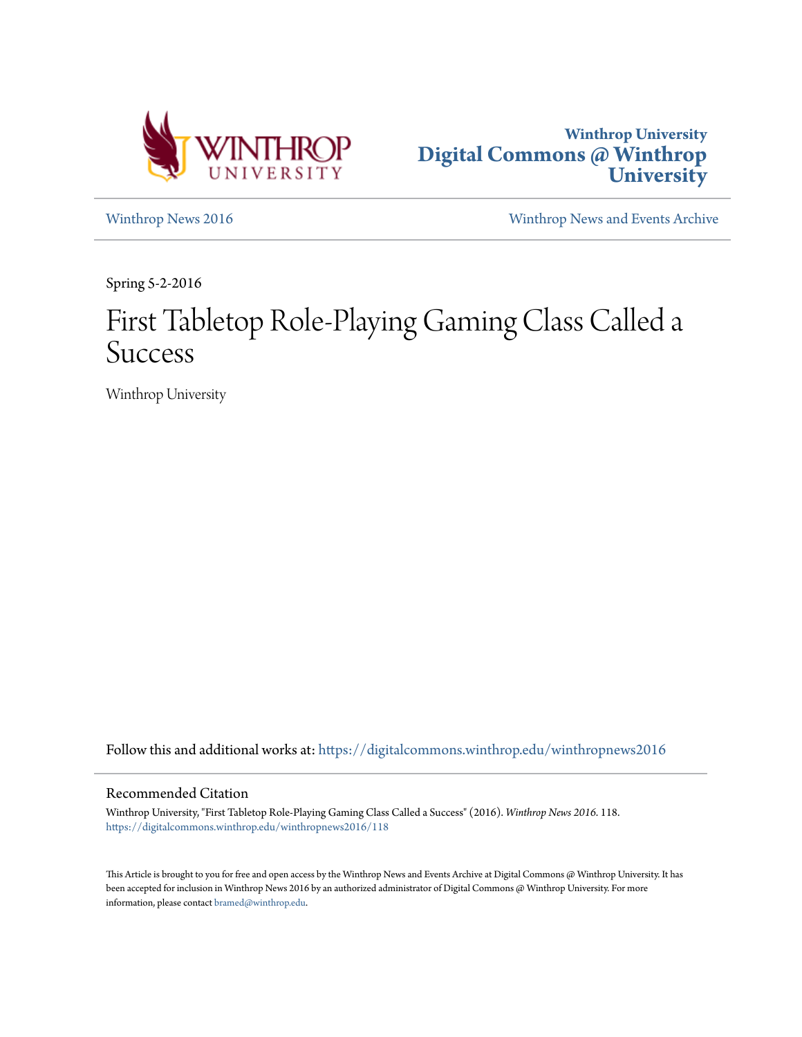Winthrop University
Digital Commons @ Winthrop University

Winthrop News 2016

Winthrop News and Events Archive

Spring 5-2-2016

# First Tabletop Role-Playing Gaming Class Called a Success

Winthrop University

Follow this and additional works at: https://digitalcommons.winthrop.edu/winthropnews2016

## Recommended Citation

Winthrop University, "First Tabletop Role-Playing Gaming Class Called a Success" (2016). *Winthrop News 2016*. 118.
https://digitalcommons.winthrop.edu/winthropnews2016/118

This Article is brought to you for free and open access by the Winthrop News and Events Archive at Digital Commons @ Winthrop University. It has been accepted for inclusion in Winthrop News 2016 by an authorized administrator of Digital Commons @ Winthrop University. For more information, please contact bramed@winthrop.edu.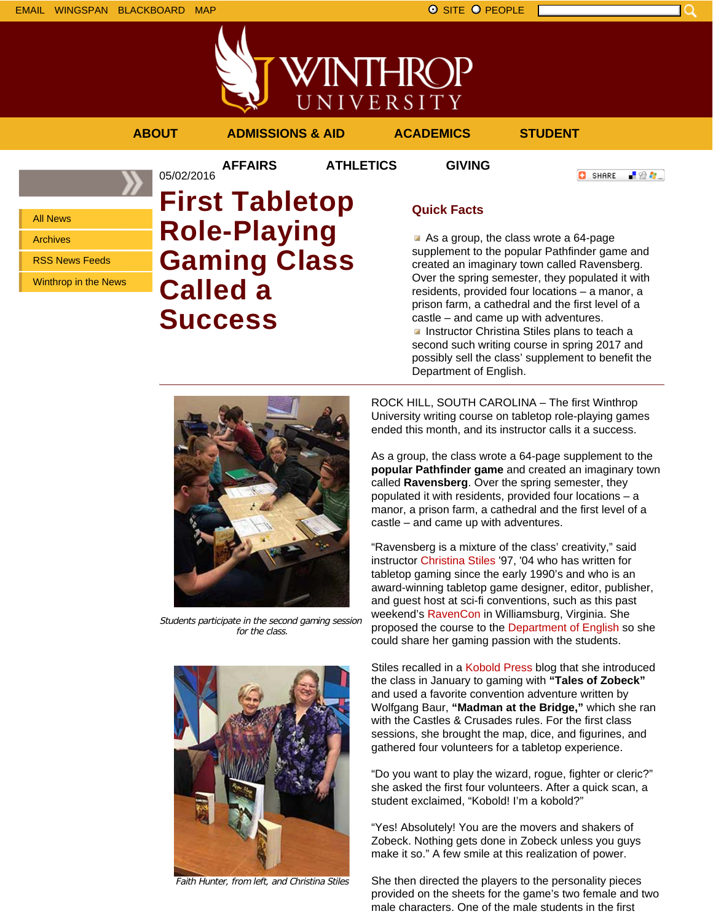EMAIL WINGSPAN BLACKBOARD MAP

SITE PEOPLE

ABOUT ADMISSIONS & AID ACADEMICS STUDENT AFFAIRS ATHLETICS GIVING

- All News
- Archives
- RSS News Feeds
- Winthrop in the News

05/02/2016

# First Tabletop Role-Playing Gaming Class Called a Success

## Quick Facts

- As a group, the class wrote a 64-page supplement to the popular Pathfinder game and created an imaginary town called Ravensberg. Over the spring semester, they populated it with residents, provided four locations – a manor, a prison farm, a cathedral and the first level of a castle – and came up with adventures.
- Instructor Christina Stiles plans to teach a second such writing course in spring 2017 and possibly sell the class' supplement to benefit the Department of English.

*Students participate in the second gaming session for the class.*

*Faith Hunter, from left, and Christina Stiles*

ROCK HILL, SOUTH CAROLINA – The first Winthrop University writing course on tabletop role-playing games ended this month, and its instructor calls it a success.

As a group, the class wrote a 64-page supplement to the **popular Pathfinder game** and created an imaginary town called **Ravensberg**. Over the spring semester, they populated it with residents, provided four locations – a manor, a prison farm, a cathedral and the first level of a castle – and came up with adventures.

"Ravensberg is a mixture of the class' creativity," said instructor Christina Stiles '97, '04 who has written for tabletop gaming since the early 1990's and who is an award-winning tabletop game designer, editor, publisher, and guest host at sci-fi conventions, such as this past weekend's RavenCon in Williamsburg, Virginia. She proposed the course to the Department of English so she could share her gaming passion with the students.

Stiles recalled in a Kobold Press blog that she introduced the class in January to gaming with **"Tales of Zobeck"** and used a favorite convention adventure written by Wolfgang Baur, **"Madman at the Bridge,"** which she ran with the Castles & Crusades rules. For the first class sessions, she brought the map, dice, and figurines, and gathered four volunteers for a tabletop experience.

"Do you want to play the wizard, rogue, fighter or cleric?" she asked the first four volunteers. After a quick scan, a student exclaimed, "Kobold! I'm a kobold?"

"Yes! Absolutely! You are the movers and shakers of Zobeck. Nothing gets done in Zobeck unless you guys make it so." A few smile at this realization of power.

She then directed the players to the personality pieces provided on the sheets for the game's two female and two male characters. One of the male students in the first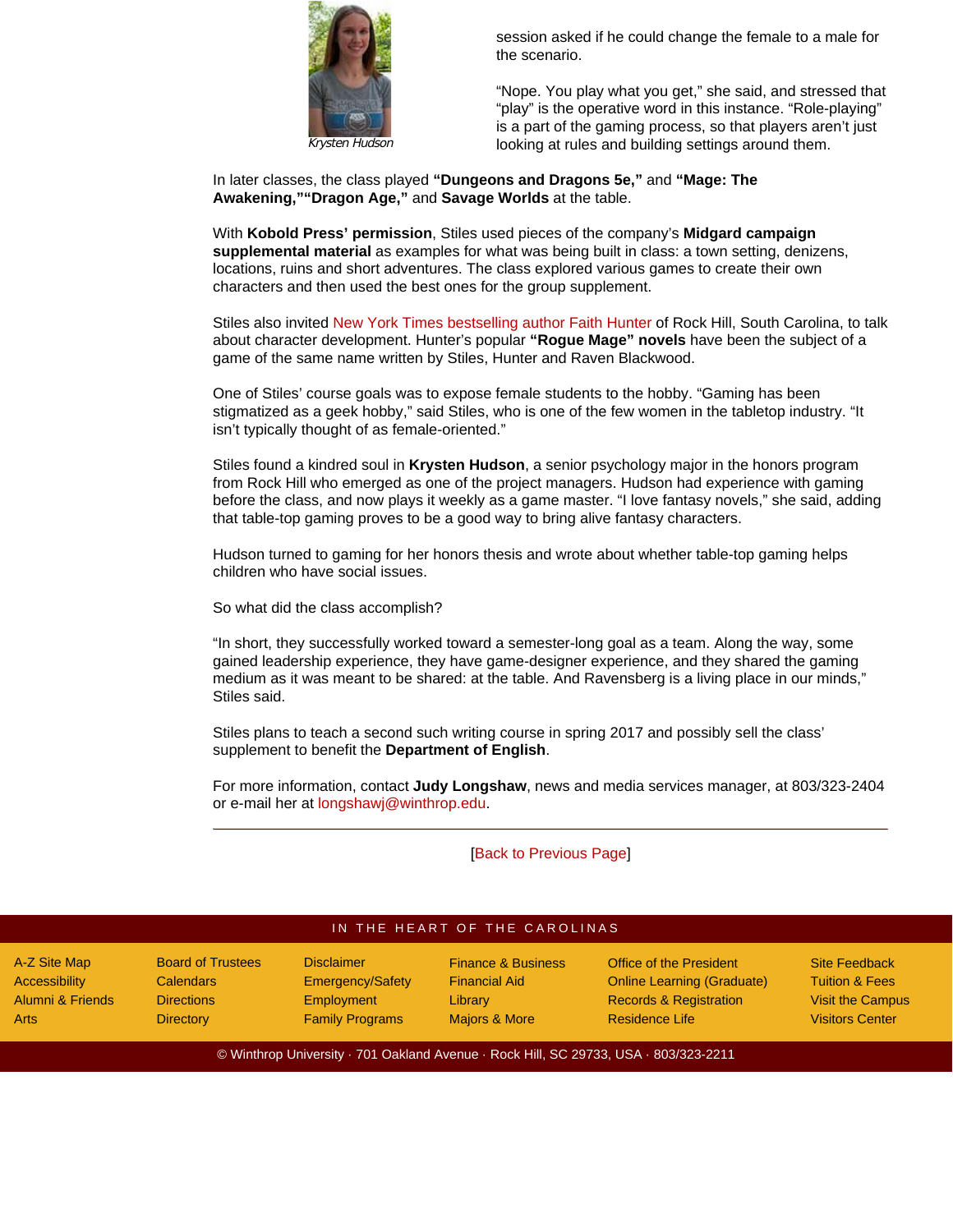*Krysten Hudson*

session asked if he could change the female to a male for the scenario.

“Nope. You play what you get,” she said, and stressed that “play” is the operative word in this instance. “Role-playing” is a part of the gaming process, so that players aren’t just looking at rules and building settings around them.

In later classes, the class played **“Dungeons and Dragons 5e,”** and **“Mage: The Awakening,”“Dragon Age,”** and **Savage Worlds** at the table.

With **Kobold Press’ permission**, Stiles used pieces of the company’s **Midgard campaign supplemental material** as examples for what was being built in class: a town setting, denizens, locations, ruins and short adventures. The class explored various games to create their own characters and then used the best ones for the group supplement.

Stiles also invited New York Times bestselling author Faith Hunter of Rock Hill, South Carolina, to talk about character development. Hunter’s popular **“Rogue Mage” novels** have been the subject of a game of the same name written by Stiles, Hunter and Raven Blackwood.

One of Stiles’ course goals was to expose female students to the hobby. “Gaming has been stigmatized as a geek hobby,” said Stiles, who is one of the few women in the tabletop industry. “It isn’t typically thought of as female-oriented.”

Stiles found a kindred soul in **Krysten Hudson**, a senior psychology major in the honors program from Rock Hill who emerged as one of the project managers. Hudson had experience with gaming before the class, and now plays it weekly as a game master. “I love fantasy novels,” she said, adding that table-top gaming proves to be a good way to bring alive fantasy characters.

Hudson turned to gaming for her honors thesis and wrote about whether table-top gaming helps children who have social issues.

So what did the class accomplish?

“In short, they successfully worked toward a semester-long goal as a team. Along the way, some gained leadership experience, they have game-designer experience, and they shared the gaming medium as it was meant to be shared: at the table. And Ravensberg is a living place in our minds,” Stiles said.

Stiles plans to teach a second such writing course in spring 2017 and possibly sell the class’ supplement to benefit the **Department of English**.

For more information, contact **Judy Longshaw**, news and media services manager, at 803/323-2404 or e-mail her at longshawj@winthrop.edu.

---

[Back to Previous Page]

IN THE HEART OF THE CAROLINAS

| | | | | | |
|---|---|---|---|---|---|
| A-Z Site Map | Board of Trustees | Disclaimer | Finance & Business | Office of the President | Site Feedback |
| Accessibility | Calendars | Emergency/Safety | Financial Aid | Online Learning (Graduate) | Tuition & Fees |
| Alumni & Friends | Directions | Employment | Library | Records & Registration | Visit the Campus |
| Arts | Directory | Family Programs | Majors & More | Residence Life | Visitors Center |

© Winthrop University · 701 Oakland Avenue · Rock Hill, SC 29733, USA · 803/323-2211